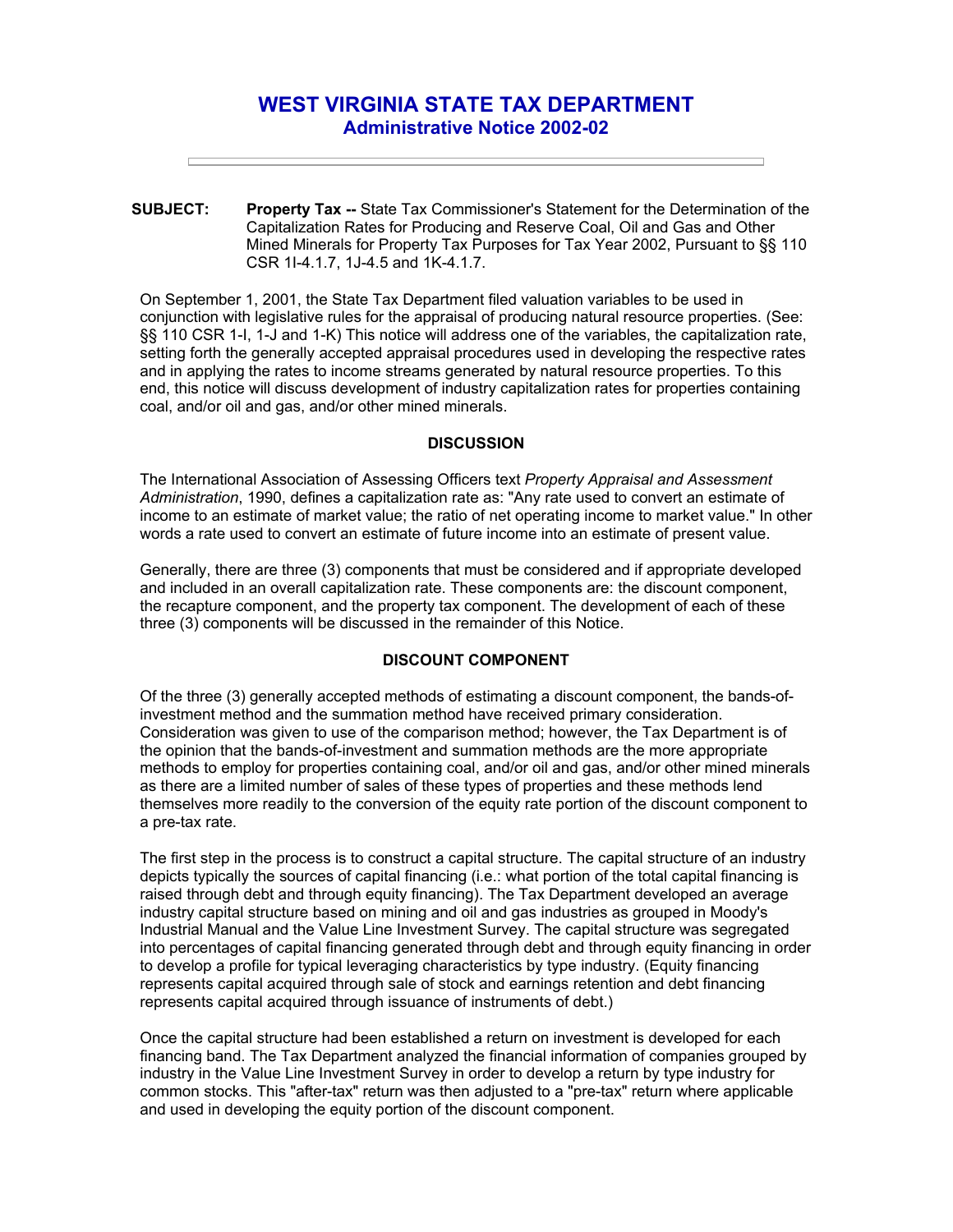# WEST VIRGINIA STATE TAX DEPARTMENT
## Administrative Notice 2002-02

---

**SUBJECT:** **Property Tax --** State Tax Commissioner's Statement for the Determination of the Capitalization Rates for Producing and Reserve Coal, Oil and Gas and Other Mined Minerals for Property Tax Purposes for Tax Year 2002, Pursuant to §§ 110 CSR 1I-4.1.7, 1J-4.5 and 1K-4.1.7.

On September 1, 2001, the State Tax Department filed valuation variables to be used in conjunction with legislative rules for the appraisal of producing natural resource properties. (See: §§ 110 CSR 1-I, 1-J and 1-K) This notice will address one of the variables, the capitalization rate, setting forth the generally accepted appraisal procedures used in developing the respective rates and in applying the rates to income streams generated by natural resource properties. To this end, this notice will discuss development of industry capitalization rates for properties containing coal, and/or oil and gas, and/or other mined minerals.

### DISCUSSION

The International Association of Assessing Officers text *Property Appraisal and Assessment Administration*, 1990, defines a capitalization rate as: "Any rate used to convert an estimate of income to an estimate of market value; the ratio of net operating income to market value." In other words a rate used to convert an estimate of future income into an estimate of present value.

Generally, there are three (3) components that must be considered and if appropriate developed and included in an overall capitalization rate. These components are: the discount component, the recapture component, and the property tax component. The development of each of these three (3) components will be discussed in the remainder of this Notice.

### DISCOUNT COMPONENT

Of the three (3) generally accepted methods of estimating a discount component, the bands-of-investment method and the summation method have received primary consideration. Consideration was given to use of the comparison method; however, the Tax Department is of the opinion that the bands-of-investment and summation methods are the more appropriate methods to employ for properties containing coal, and/or oil and gas, and/or other mined minerals as there are a limited number of sales of these types of properties and these methods lend themselves more readily to the conversion of the equity rate portion of the discount component to a pre-tax rate.

The first step in the process is to construct a capital structure. The capital structure of an industry depicts typically the sources of capital financing (i.e.: what portion of the total capital financing is raised through debt and through equity financing). The Tax Department developed an average industry capital structure based on mining and oil and gas industries as grouped in Moody's Industrial Manual and the Value Line Investment Survey. The capital structure was segregated into percentages of capital financing generated through debt and through equity financing in order to develop a profile for typical leveraging characteristics by type industry. (Equity financing represents capital acquired through sale of stock and earnings retention and debt financing represents capital acquired through issuance of instruments of debt.)

Once the capital structure had been established a return on investment is developed for each financing band. The Tax Department analyzed the financial information of companies grouped by industry in the Value Line Investment Survey in order to develop a return by type industry for common stocks. This "after-tax" return was then adjusted to a "pre-tax" return where applicable and used in developing the equity portion of the discount component.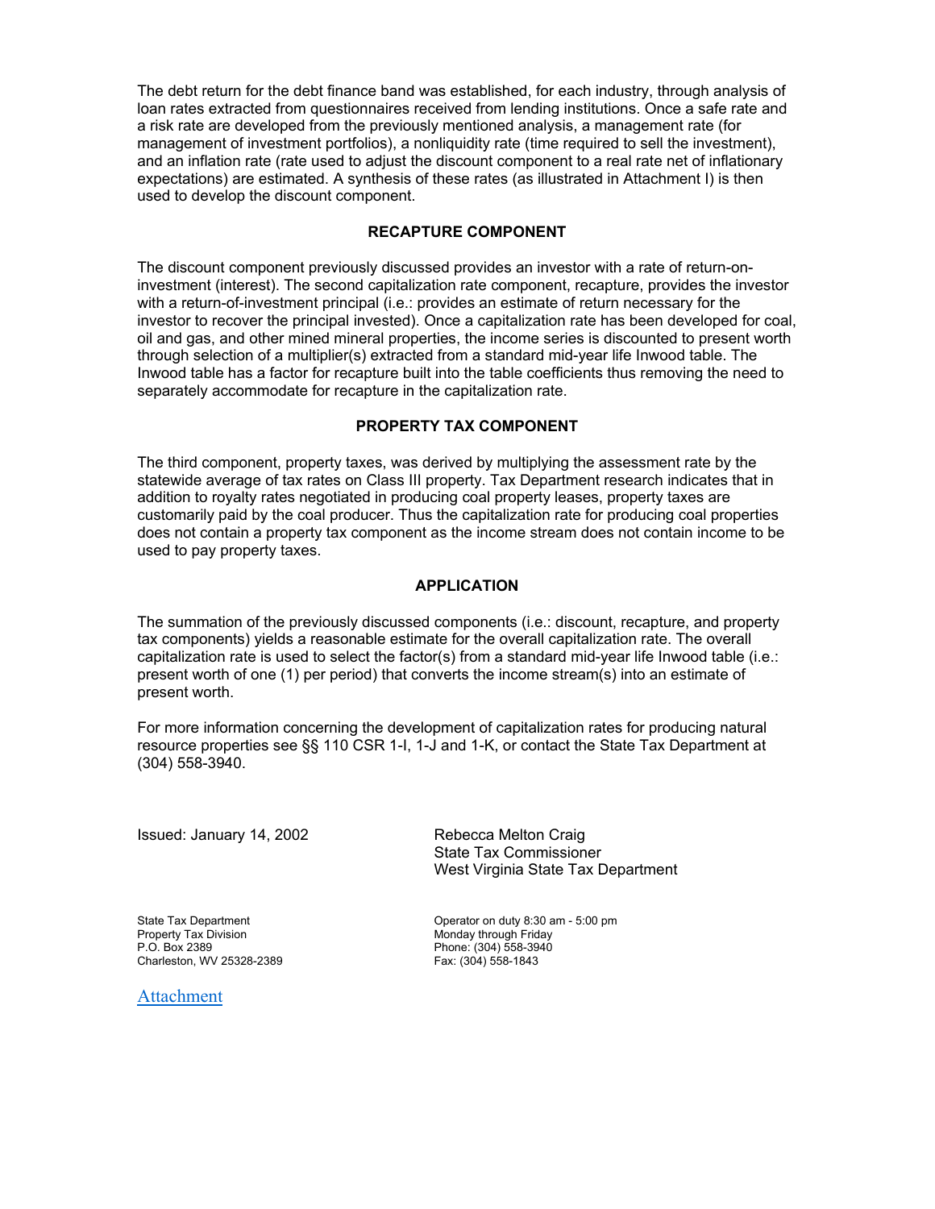The debt return for the debt finance band was established, for each industry, through analysis of loan rates extracted from questionnaires received from lending institutions. Once a safe rate and a risk rate are developed from the previously mentioned analysis, a management rate (for management of investment portfolios), a nonliquidity rate (time required to sell the investment), and an inflation rate (rate used to adjust the discount component to a real rate net of inflationary expectations) are estimated. A synthesis of these rates (as illustrated in Attachment I) is then used to develop the discount component.

## RECAPTURE COMPONENT

The discount component previously discussed provides an investor with a rate of return-on-investment (interest). The second capitalization rate component, recapture, provides the investor with a return-of-investment principal (i.e.: provides an estimate of return necessary for the investor to recover the principal invested). Once a capitalization rate has been developed for coal, oil and gas, and other mined mineral properties, the income series is discounted to present worth through selection of a multiplier(s) extracted from a standard mid-year life Inwood table. The Inwood table has a factor for recapture built into the table coefficients thus removing the need to separately accommodate for recapture in the capitalization rate.

## PROPERTY TAX COMPONENT

The third component, property taxes, was derived by multiplying the assessment rate by the statewide average of tax rates on Class III property. Tax Department research indicates that in addition to royalty rates negotiated in producing coal property leases, property taxes are customarily paid by the coal producer. Thus the capitalization rate for producing coal properties does not contain a property tax component as the income stream does not contain income to be used to pay property taxes.

## APPLICATION

The summation of the previously discussed components (i.e.: discount, recapture, and property tax components) yields a reasonable estimate for the overall capitalization rate. The overall capitalization rate is used to select the factor(s) from a standard mid-year life Inwood table (i.e.: present worth of one (1) per period) that converts the income stream(s) into an estimate of present worth.

For more information concerning the development of capitalization rates for producing natural resource properties see §§ 110 CSR 1-I, 1-J and 1-K, or contact the State Tax Department at (304) 558-3940.

Issued: January 14, 2002

Rebecca Melton Craig
State Tax Commissioner
West Virginia State Tax Department

State Tax Department
Property Tax Division
P.O. Box 2389
Charleston, WV 25328-2389

Operator on duty 8:30 am - 5:00 pm
Monday through Friday
Phone: (304) 558-3940
Fax: (304) 558-1843

Attachment